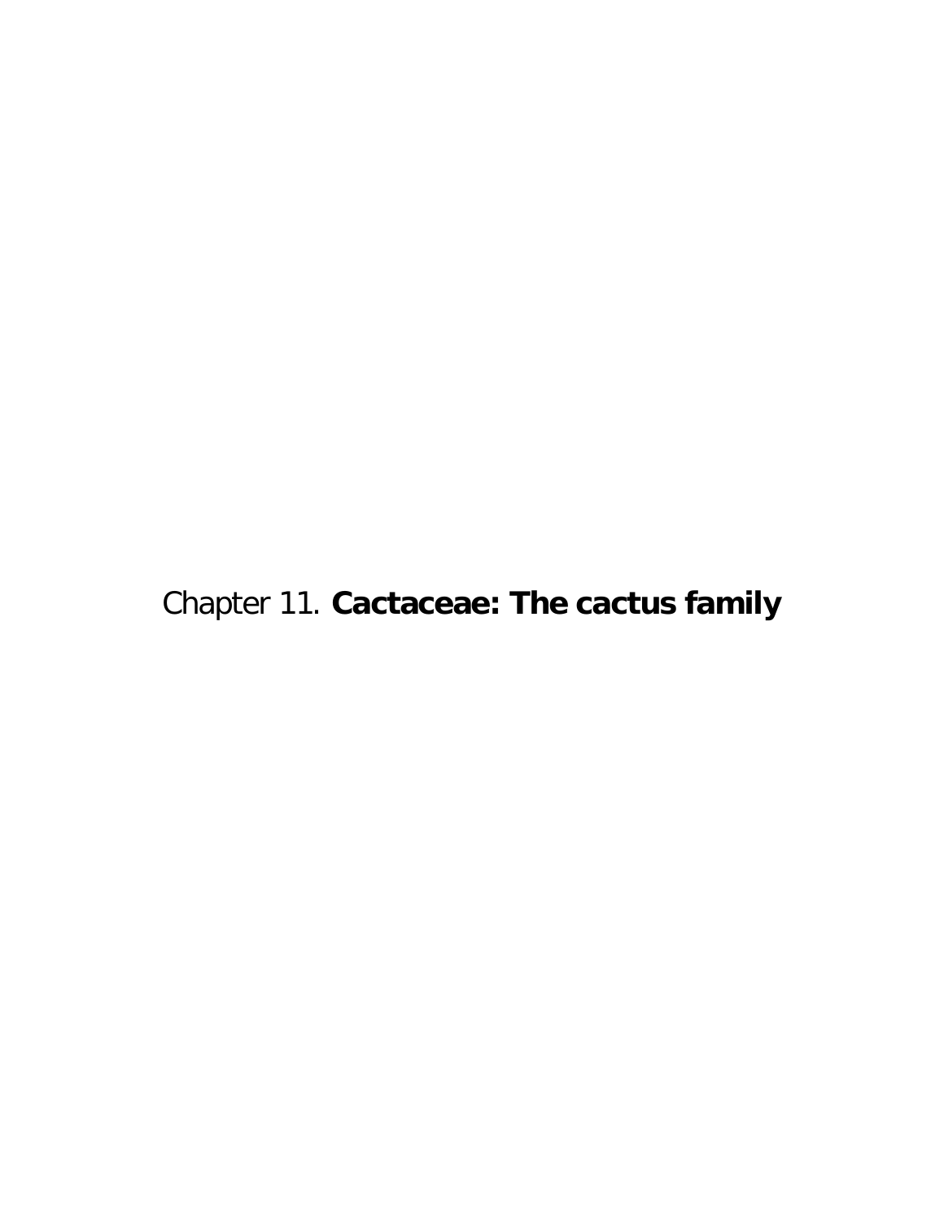# Chapter 11. **Cactaceae: The cactus family**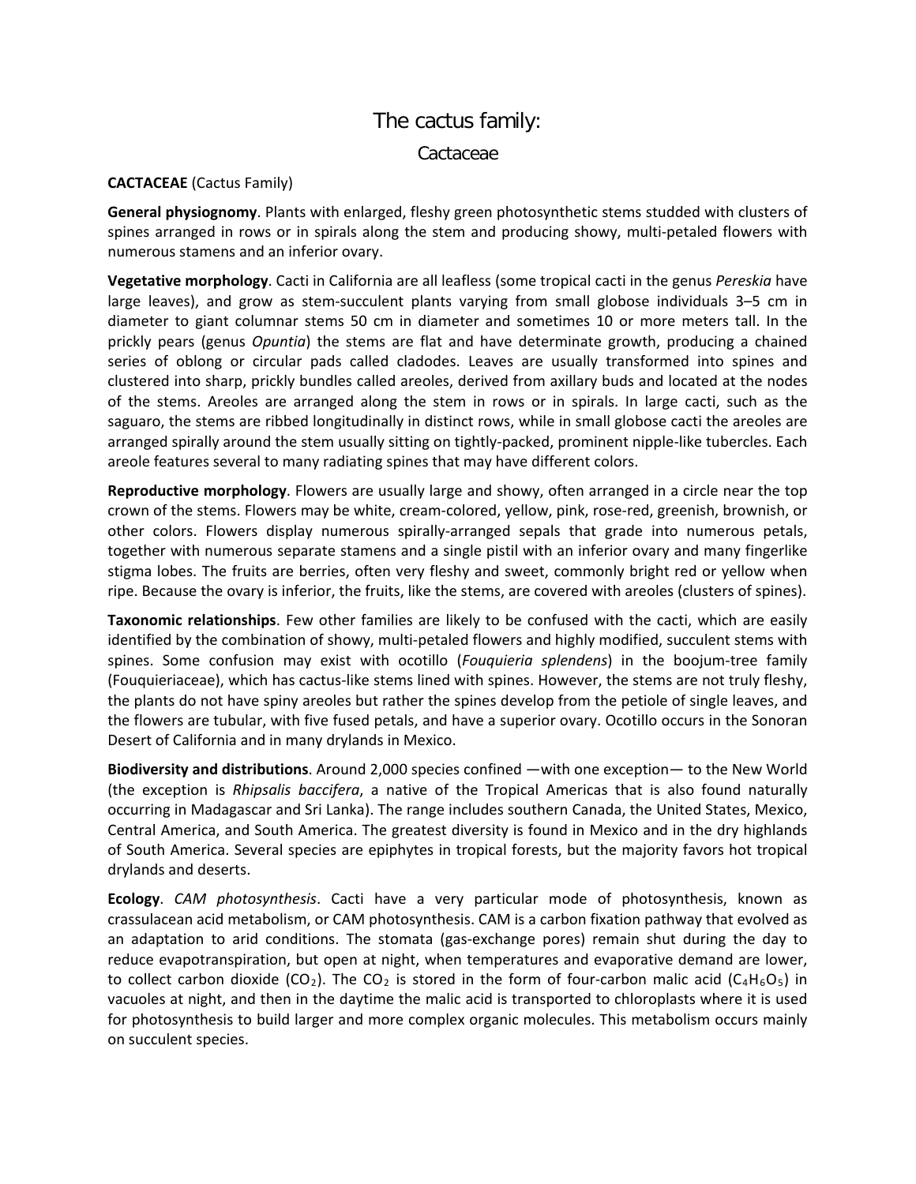# The cactus family:

## Cactaceae

**CACTACEAE** (Cactus Family)

**General physiognomy**. Plants with enlarged, fleshy green photosynthetic stems studded with clusters of spines arranged in rows or in spirals along the stem and producing showy, multi-petaled flowers with numerous stamens and an inferior ovary.

**Vegetative morphology**. Cacti in California are all leafless (some tropical cacti in the genus *Pereskia* have large leaves), and grow as stem-succulent plants varying from small globose individuals 3–5 cm in diameter to giant columnar stems 50 cm in diameter and sometimes 10 or more meters tall. In the prickly pears (genus *Opuntia*) the stems are flat and have determinate growth, producing a chained series of oblong or circular pads called cladodes. Leaves are usually transformed into spines and clustered into sharp, prickly bundles called areoles, derived from axillary buds and located at the nodes of the stems. Areoles are arranged along the stem in rows or in spirals. In large cacti, such as the saguaro, the stems are ribbed longitudinally in distinct rows, while in small globose cacti the areoles are arranged spirally around the stem usually sitting on tightly-packed, prominent nipple-like tubercles. Each areole features several to many radiating spines that may have different colors.

**Reproductive morphology**. Flowers are usually large and showy, often arranged in a circle near the top crown of the stems. Flowers may be white, cream-colored, yellow, pink, rose-red, greenish, brownish, or other colors. Flowers display numerous spirally-arranged sepals that grade into numerous petals, together with numerous separate stamens and a single pistil with an inferior ovary and many fingerlike stigma lobes. The fruits are berries, often very fleshy and sweet, commonly bright red or yellow when ripe. Because the ovary is inferior, the fruits, like the stems, are covered with areoles (clusters of spines).

**Taxonomic relationships**. Few other families are likely to be confused with the cacti, which are easily identified by the combination of showy, multi-petaled flowers and highly modified, succulent stems with spines. Some confusion may exist with ocotillo (*Fouquieria splendens*) in the boojum-tree family (Fouquieriaceae), which has cactus-like stems lined with spines. However, the stems are not truly fleshy, the plants do not have spiny areoles but rather the spines develop from the petiole of single leaves, and the flowers are tubular, with five fused petals, and have a superior ovary. Ocotillo occurs in the Sonoran Desert of California and in many drylands in Mexico.

**Biodiversity and distributions**. Around 2,000 species confined —with one exception— to the New World (the exception is *Rhipsalis baccifera*, a native of the Tropical Americas that is also found naturally occurring in Madagascar and Sri Lanka). The range includes southern Canada, the United States, Mexico, Central America, and South America. The greatest diversity is found in Mexico and in the dry highlands of South America. Several species are epiphytes in tropical forests, but the majority favors hot tropical drylands and deserts.

**Ecology**. *CAM photosynthesis*. Cacti have a very particular mode of photosynthesis, known as crassulacean acid metabolism, or CAM photosynthesis. CAM is a carbon fixation pathway that evolved as an adaptation to arid conditions. The stomata (gas-exchange pores) remain shut during the day to reduce evapotranspiration, but open at night, when temperatures and evaporative demand are lower, to collect carbon dioxide ($CO_2$). The $CO_2$ is stored in the form of four-carbon malic acid ($C_4H_6O_5$) in vacuoles at night, and then in the daytime the malic acid is transported to chloroplasts where it is used for photosynthesis to build larger and more complex organic molecules. This metabolism occurs mainly on succulent species.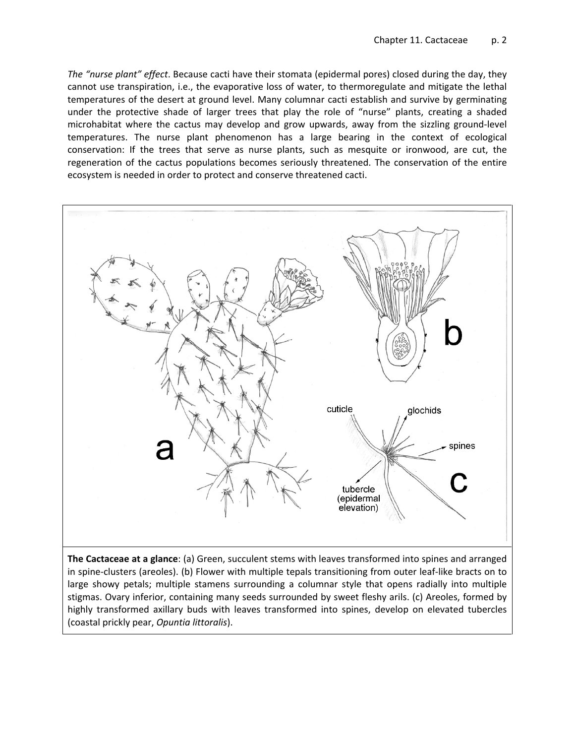*The "nurse plant" effect*. Because cacti have their stomata (epidermal pores) closed during the day, they cannot use transpiration, i.e., the evaporative loss of water, to thermoregulate and mitigate the lethal temperatures of the desert at ground level. Many columnar cacti establish and survive by germinating under the protective shade of larger trees that play the role of "nurse" plants, creating a shaded microhabitat where the cactus may develop and grow upwards, away from the sizzling ground-level temperatures. The nurse plant phenomenon has a large bearing in the context of ecological conservation: If the trees that serve as nurse plants, such as mesquite or ironwood, are cut, the regeneration of the cactus populations becomes seriously threatened. The conservation of the entire ecosystem is needed in order to protect and conserve threatened cacti.

**The Cactaceae at a glance**: (a) Green, succulent stems with leaves transformed into spines and arranged in spine-clusters (areoles). (b) Flower with multiple tepals transitioning from outer leaf-like bracts on to large showy petals; multiple stamens surrounding a columnar style that opens radially into multiple stigmas. Ovary inferior, containing many seeds surrounded by sweet fleshy arils. (c) Areoles, formed by highly transformed axillary buds with leaves transformed into spines, develop on elevated tubercles (coastal prickly pear, *Opuntia littoralis*).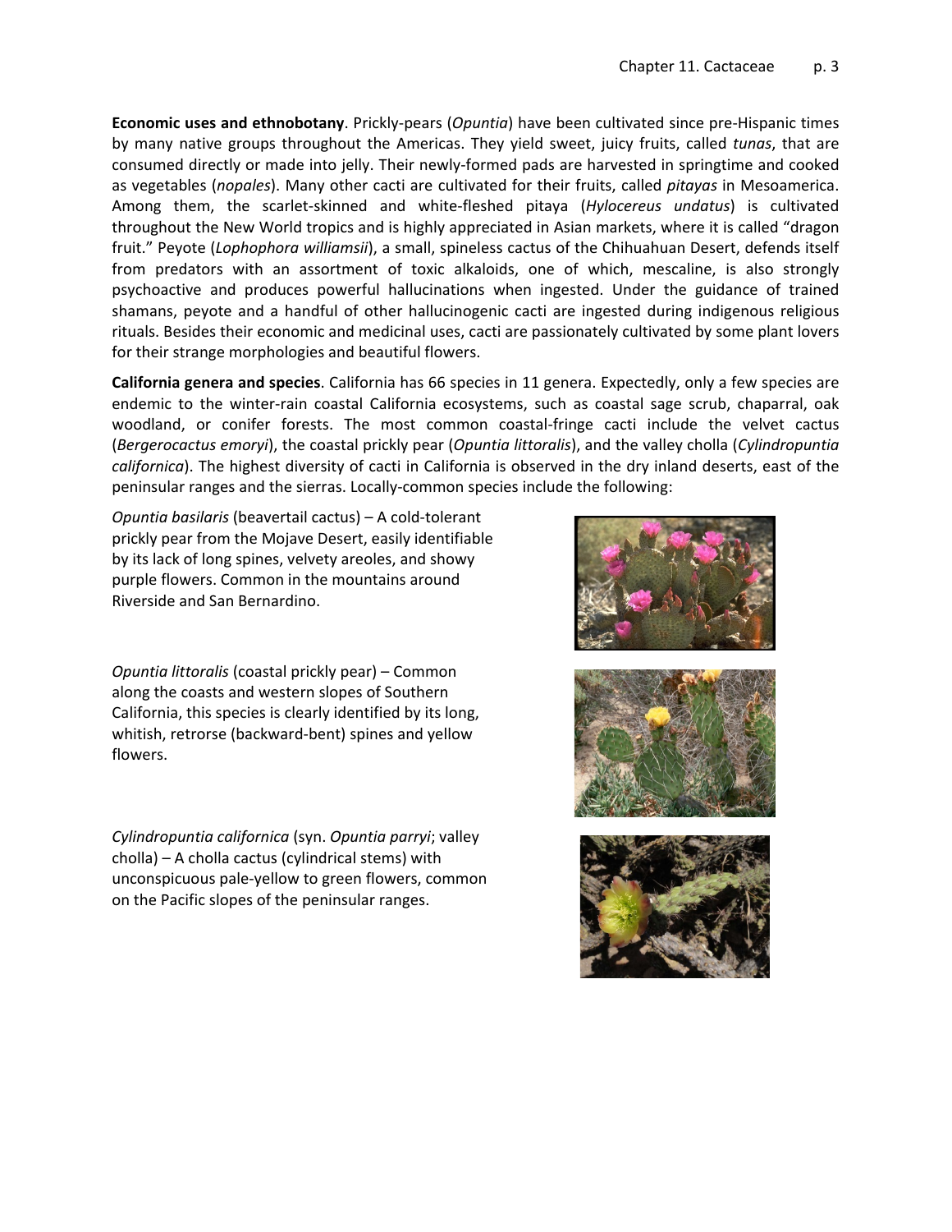**Economic uses and ethnobotany**. Prickly-pears (*Opuntia*) have been cultivated since pre-Hispanic times by many native groups throughout the Americas. They yield sweet, juicy fruits, called *tunas*, that are consumed directly or made into jelly. Their newly-formed pads are harvested in springtime and cooked as vegetables (*nopales*). Many other cacti are cultivated for their fruits, called *pitayas* in Mesoamerica. Among them, the scarlet-skinned and white-fleshed pitaya (*Hylocereus undatus*) is cultivated throughout the New World tropics and is highly appreciated in Asian markets, where it is called "dragon fruit." Peyote (*Lophophora williamsii*), a small, spineless cactus of the Chihuahuan Desert, defends itself from predators with an assortment of toxic alkaloids, one of which, mescaline, is also strongly psychoactive and produces powerful hallucinations when ingested. Under the guidance of trained shamans, peyote and a handful of other hallucinogenic cacti are ingested during indigenous religious rituals. Besides their economic and medicinal uses, cacti are passionately cultivated by some plant lovers for their strange morphologies and beautiful flowers.

**California genera and species**. California has 66 species in 11 genera. Expectedly, only a few species are endemic to the winter-rain coastal California ecosystems, such as coastal sage scrub, chaparral, oak woodland, or conifer forests. The most common coastal-fringe cacti include the velvet cactus (*Bergerocactus emoryi*), the coastal prickly pear (*Opuntia littoralis*), and the valley cholla (*Cylindropuntia californica*). The highest diversity of cacti in California is observed in the dry inland deserts, east of the peninsular ranges and the sierras. Locally-common species include the following:

*Opuntia basilaris* (beavertail cactus) – A cold-tolerant prickly pear from the Mojave Desert, easily identifiable by its lack of long spines, velvety areoles, and showy purple flowers. Common in the mountains around Riverside and San Bernardino.

*Opuntia littoralis* (coastal prickly pear) – Common along the coasts and western slopes of Southern California, this species is clearly identified by its long, whitish, retrorse (backward-bent) spines and yellow flowers.

*Cylindropuntia californica* (syn. *Opuntia parryi*; valley cholla) – A cholla cactus (cylindrical stems) with unconspicuous pale-yellow to green flowers, common on the Pacific slopes of the peninsular ranges.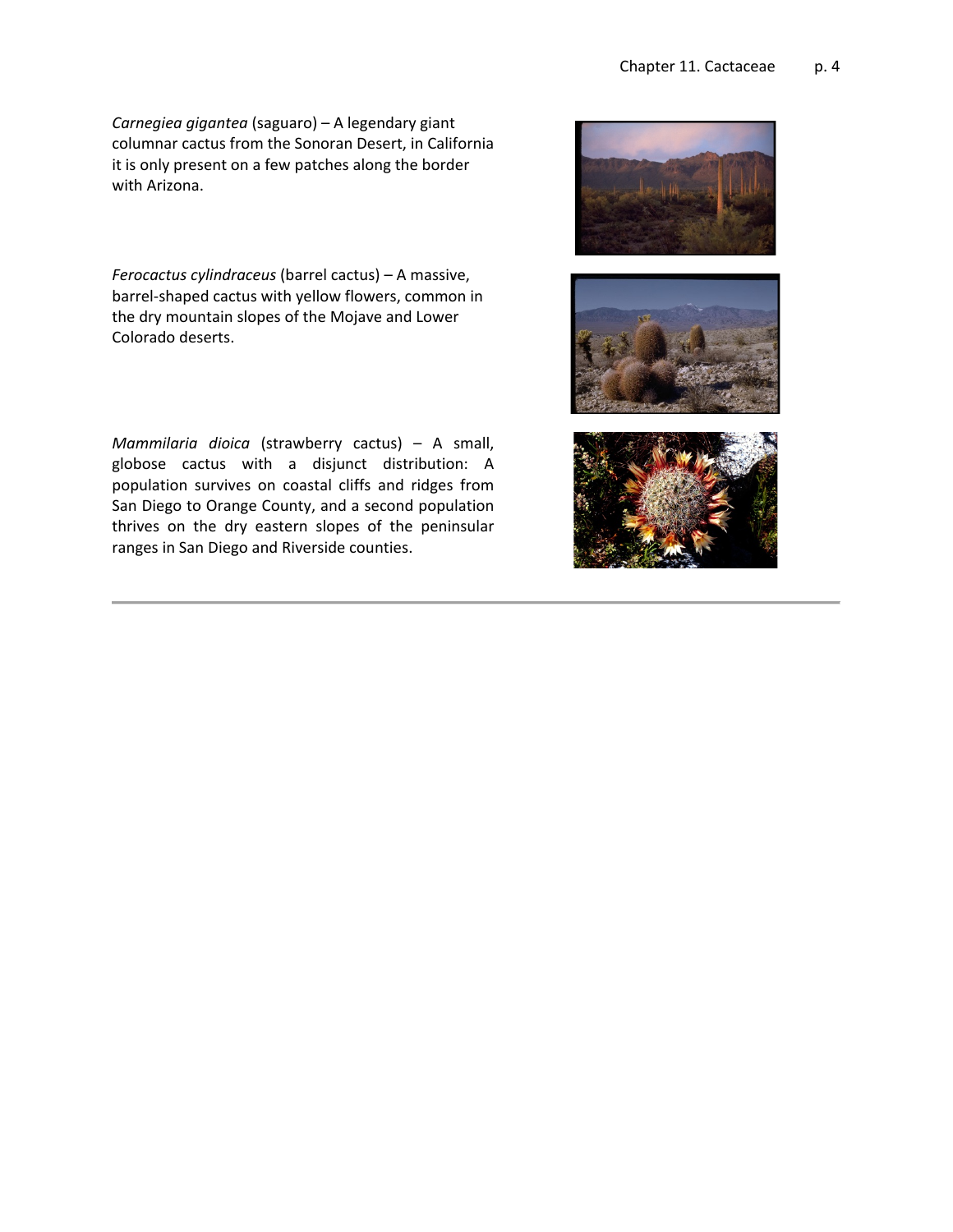*Carnegiea gigantea* (saguaro) – A legendary giant columnar cactus from the Sonoran Desert, in California it is only present on a few patches along the border with Arizona.

*Ferocactus cylindraceus* (barrel cactus) – A massive, barrel-shaped cactus with yellow flowers, common in the dry mountain slopes of the Mojave and Lower Colorado deserts.

*Mammilaria dioica* (strawberry cactus) – A small, globose cactus with a disjunct distribution: A population survives on coastal cliffs and ridges from San Diego to Orange County, and a second population thrives on the dry eastern slopes of the peninsular ranges in San Diego and Riverside counties.